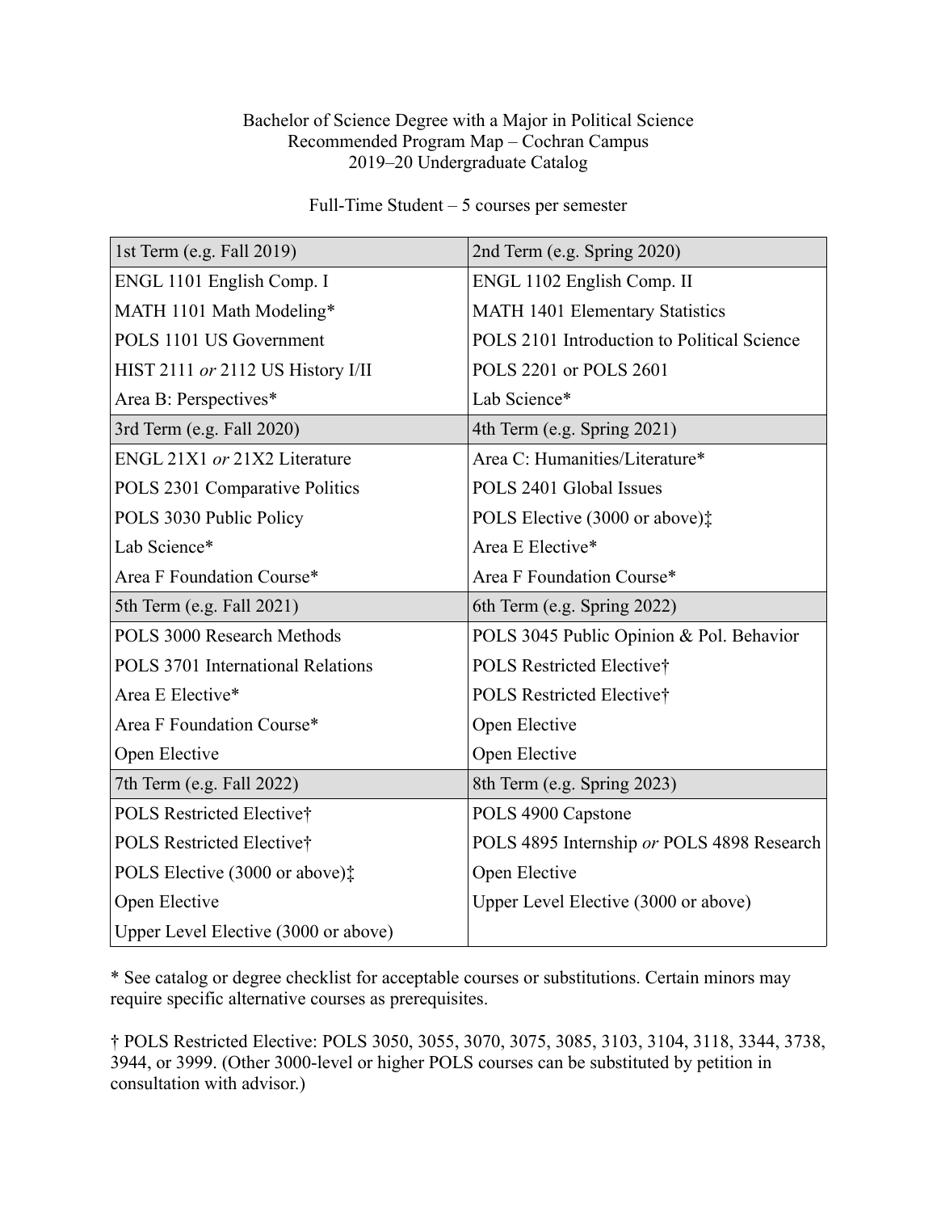Bachelor of Science Degree with a Major in Political Science
Recommended Program Map – Cochran Campus
2019–20 Undergraduate Catalog

Full-Time Student – 5 courses per semester

| 1st Term (e.g. Fall 2019) | 2nd Term (e.g. Spring 2020) |
|---|---|
| ENGL 1101 English Comp. I | ENGL 1102 English Comp. II |
| MATH 1101 Math Modeling* | MATH 1401 Elementary Statistics |
| POLS 1101 US Government | POLS 2101 Introduction to Political Science |
| HIST 2111 *or* 2112 US History I/II | POLS 2201 or POLS 2601 |
| Area B: Perspectives* | Lab Science* |
| **3rd Term (e.g. Fall 2020)** | **4th Term (e.g. Spring 2021)** |
| ENGL 21X1 *or* 21X2 Literature | Area C: Humanities/Literature* |
| POLS 2301 Comparative Politics | POLS 2401 Global Issues |
| POLS 3030 Public Policy | POLS Elective (3000 or above)‡ |
| Lab Science* | Area E Elective* |
| Area F Foundation Course* | Area F Foundation Course* |
| **5th Term (e.g. Fall 2021)** | **6th Term (e.g. Spring 2022)** |
| POLS 3000 Research Methods | POLS 3045 Public Opinion & Pol. Behavior |
| POLS 3701 International Relations | POLS Restricted Elective† |
| Area E Elective* | POLS Restricted Elective† |
| Area F Foundation Course* | Open Elective |
| Open Elective | Open Elective |
| **7th Term (e.g. Fall 2022)** | **8th Term (e.g. Spring 2023)** |
| POLS Restricted Elective† | POLS 4900 Capstone |
| POLS Restricted Elective† | POLS 4895 Internship *or* POLS 4898 Research |
| POLS Elective (3000 or above)‡ | Open Elective |
| Open Elective | Upper Level Elective (3000 or above) |
| Upper Level Elective (3000 or above) | |

* See catalog or degree checklist for acceptable courses or substitutions. Certain minors may require specific alternative courses as prerequisites.

† POLS Restricted Elective: POLS 3050, 3055, 3070, 3075, 3085, 3103, 3104, 3118, 3344, 3738, 3944, or 3999. (Other 3000-level or higher POLS courses can be substituted by petition in consultation with advisor.)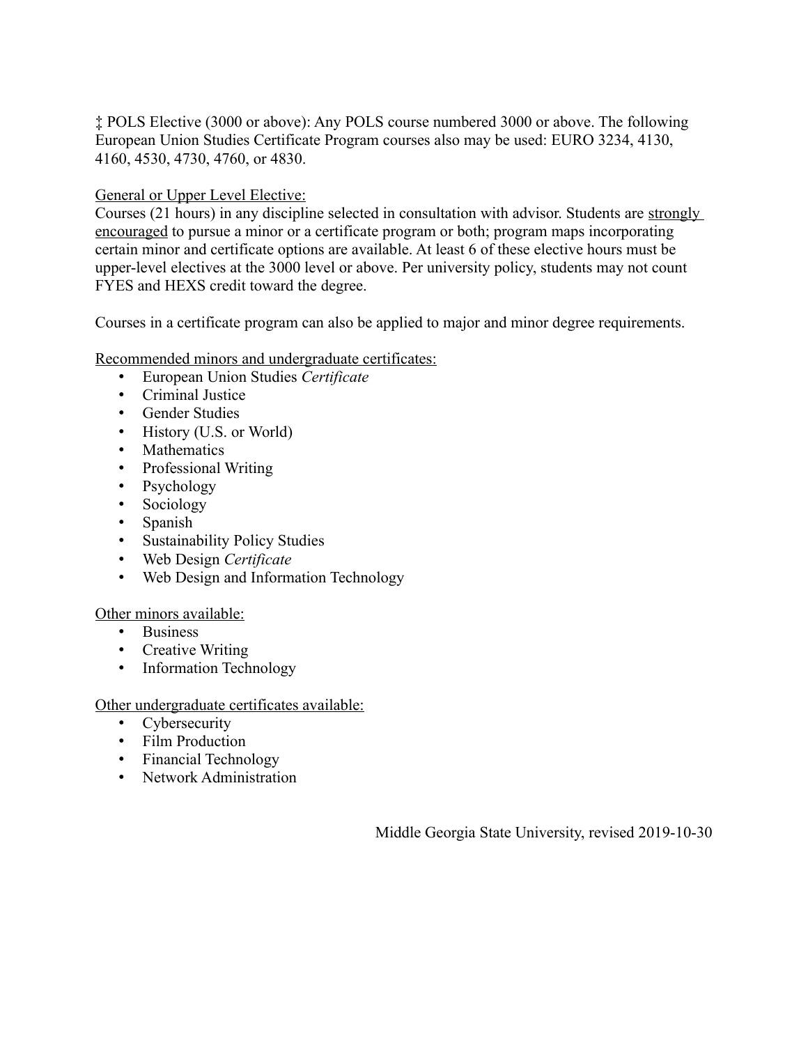‡ POLS Elective (3000 or above): Any POLS course numbered 3000 or above. The following European Union Studies Certificate Program courses also may be used: EURO 3234, 4130, 4160, 4530, 4730, 4760, or 4830.

General or Upper Level Elective:

Courses (21 hours) in any discipline selected in consultation with advisor. Students are strongly encouraged to pursue a minor or a certificate program or both; program maps incorporating certain minor and certificate options are available. At least 6 of these elective hours must be upper-level electives at the 3000 level or above. Per university policy, students may not count FYES and HEXS credit toward the degree.

Courses in a certificate program can also be applied to major and minor degree requirements.

Recommended minors and undergraduate certificates:

- European Union Studies *Certificate*
- Criminal Justice
- Gender Studies
- History (U.S. or World)
- Mathematics
- Professional Writing
- Psychology
- Sociology
- Spanish
- Sustainability Policy Studies
- Web Design *Certificate*
- Web Design and Information Technology

Other minors available:

- Business
- Creative Writing
- Information Technology

Other undergraduate certificates available:

- Cybersecurity
- Film Production
- Financial Technology
- Network Administration

Middle Georgia State University, revised 2019-10-30